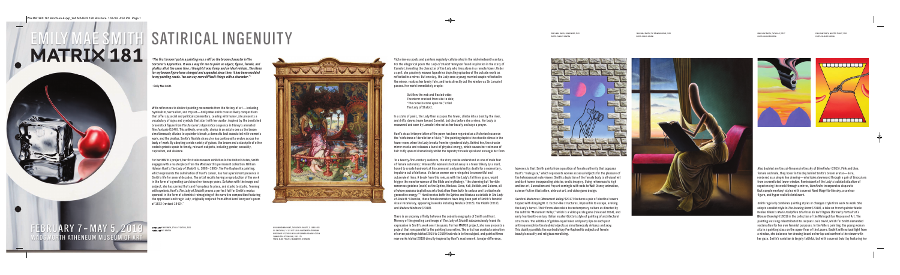# EMILY MAE SMITH MATRIX 181

# SATIRICAL INGENUITY

*"The first broom I put in a painting was a riff on the broom character in* The Sorcerer's Apprentice. *It was a way for me to paint an object, figure, female, and phallus all at the same time. I thought it was funny and an ideal vehicle... The ideas for my broom figure have changed and expanded since then; it has been molded to my painting needs. You can say more difficult things with a character."*[1]

—Emily Mae Smith

With references to distinct painting movements from the history of art—including Symbolism, Surrealism, and Pop art—Emily Mae Smith creates lively compositions that offer sly social and political commentary. Leading with humor, she presents a vocabulary of signs and symbols that start with her avatar, inspired by the bewitched broomstick figure from *The Sorcerer's Apprentice* sequence in Disney's animated film *Fantasia* (1940). This unlikely, even silly, choice is an astute one as the broom simultaneously alludes to a painter's brush, a domestic tool associated with women's work, and the phallus. Smith's flexible character has continued to evolve across her body of work. By adopting a wide variety of guises, the broom and a stockpile of other coded symbols speak to timely, relevant subjects, including gender, sexuality, capitalism, and violence.

For her MATRIX project, her first solo museum exhibition in the United States, Smith engages with a masterpiece from the Wadsworth's permanent collection: William Holman Hunt's *The Lady of Shalott* (c. 1888–1905). The Pre-Raphaelite painting, which represents the culmination of Hunt's career, has had a persistent presence in Smith's life for several decades. The artist recalls having a reproduction of the work in the form of a greeting card since her teenage years. So taken with the image and subject, she has carried that card from place to place, and studio to studio. Teeming with symbols, Hunt's *The Lady of Shalott* proves a perfect foil for Smith's modus operandi in the form of a feminist reimagining of the narrative composition featuring the oppressed and tragic Lady, originally conjured from Alfred Lord Tennyson's poem of 1832 (revised 1842).[2]

Victorian-era poets and painters regularly collaborated in the mid-nineteenth century. For the allegorical poem *The Lady of Shalott*, Tennyson found inspiration in the story of Camelot, inventing the character of the Lady who lives alone in a remote tower. Under a spell, she passively weaves tapestries depicting episodes of the outside world as reflected in a mirror. But one day, the Lady sees a young married couple reflected in the mirror, realizes her lonely fate, and looks directly out the window as Sir Lancelot passes. Her world immediately erupts:

> Out flew the web and floated wide;
> The mirror cracked from side to side;
> "The curse is come upon me," cried
> The Lady of Shalott.

In a state of panic, the Lady then escapes the tower, climbs into a boat by the river, and drifts downstream toward Camelot, but dies before she arrives. Her body is recovered and seen by Lancelot who notes her beauty and says a prayer.

Hunt's visual interpretation of the poem has been regarded as a Victorian lesson on the "sinfulness of dereliction of duty."[3] The painting depicts the chaotic climax in the tower room, when the Lady breaks from her gendered duty. Behind her, the circular mirror cracks and releases a burst of physical energy, which causes her red mane of hair to fly upward dramatically whilst the tapestry threads spiral and entangle her form.

To a twenty-first-century audience, the story can be understood as one of male fear of female autonomy.[4] A beautiful woman is locked away in a tower likely by a man, bound to create handiwork at his command, and punished by death for a momentary, impulsive act of defiance. Victorian women were relegated to uneventful and subservient lives. A break from this role, as with the Lady's fall from grace, would trigger the monstrous women of the Bible and mythology, "the charming but 'terrible sorceress-goddess (such) as the Sphinx, Medusa, Circe, Kali, Delilah, and Salome, all of whom possess duplicitous arts that allow them both to seduce and to steal male generative energy.'"[5] Hunt invokes both the Sphinx and Medusa as details in *The Lady of Shalott*. Likewise, these female monsters have long been part of Smith's feminist visual vocabulary, appearing in works including *Medusa* (2017), *The Riddle* (2017), and *Medusa Madonna* (2018).

There is an uncanny affinity between the coded iconography of Smith and Hunt. Memory of the greeting card image of *The Lady of Shalott* subconsciously found its expression in Smith's work over the years. For her MATRIX project, she now presents a project that runs parallel to the painting's narrative. The artist has curated a selection of seven paintings (dated 2015 to 2018) that relate to the subject, and painted three new works (dated 2019) directly inspired by Hunt's masterwork. A major difference, however, is that Smith paints from a position of female authority that opposes Hunt's "male gaze," which represents women as sexual objects for the pleasure of the heterosexual male viewer. Smith's depiction of the female body is all visual wit and dark humor incorporating sinister, erotic imagery. Using references to high and low art, Surrealism and Pop art comingle with nods to Walt Disney animation, science-fiction illustration, airbrush art, and video game design.

*Sentinel Madonnas (Monument Valley)* (2017) features a pair of identical towers topped with dizzying M. C. Escher-like structures, impossible to escape, evoking the Lady's turret. Their forms also relate to contemporary culture as directed by the subtitle "Monument Valley," which is a video puzzle game (released 2014), and early fourteenth-century Italian master Giotto's style of painting architectural structures. The addition of golden-eyed halos and pouty lips on each post anthropomorphize the doubled objects as simultaneously virtuous and sexy. This duality parallels the contradictory Pre-Raphaelite subjects of female beauty/sexuality and religious moralizing.

Also doubled are the sci-fi moons in the sky of *Viewfinder* (2015). Pink and blue, female and male, they hover in the sky behind Smith's broom avatar—here, rendered as a simple line drawing—who looks downward through a pair of binoculars from a crenellated tower window. Reminiscent of the Lady's isolated situation of experiencing the world through a mirror, *Viewfinder* incorporates disparate (but complementary) styles with a surreal René Magritte-like sky, a contour figure, and hyper-realistic brickwork.

Smith regularly combines painting styles or changes style from work to work. She adopts a realist style in *The Drawing Room* (2018), a take on French painter Marie Denise Villers's *Marie Joséphine Charlotte du Val d'Ognes* (formerly *Portrait of a Woman Drawing*) (1801) in the collection of the Metropolitan Museum of Art. The painting was long misattributed to Jacques Louis David, which for Smith demanded reclamation for her own feminist purposes. In the Villers painting, the young woman sits in a painting class on the upper floor of the Louvre. Backlit with natural light from a window, she balances her drawing board on her lap and confronts the viewer with her gaze. Smith's variation is largely faithful, but with a surreal twist by featuring her

EMILY MAE SMITH, *STILL LIFE* (DETAIL), 2014. PHOTO: CHARLES BENTON

WILLIAM HOLMAN HUNT, *THE LADY OF SHALOTT*, C. 1888–1905. OIL ON CANVAS. WADSWORTH ATHENEUM MUSEUM OF ART. PHOTO: ALLEN PHILLIPS/WADSWORTH ATHENEUM

EMILY MAE SMITH, *VIEWFINDER*, 2015. PHOTO: CHARLES BENTON

EMILY MAE SMITH, *THE DRAWING ROOM*, 2018. PHOTO: CHARLES BENTON

EMILY MAE SMITH, *THE VALLEY*, 2017. PHOTO: CHARLES BENTON

EMILY MAE SMITH, *SENTINEL MADONNAS*, 2017. PHOTO: CHARLES BENTON

FEBRUARY 7 – MAY 5, 2019
WADSWORTH ATHENEUM MUSEUM OF ART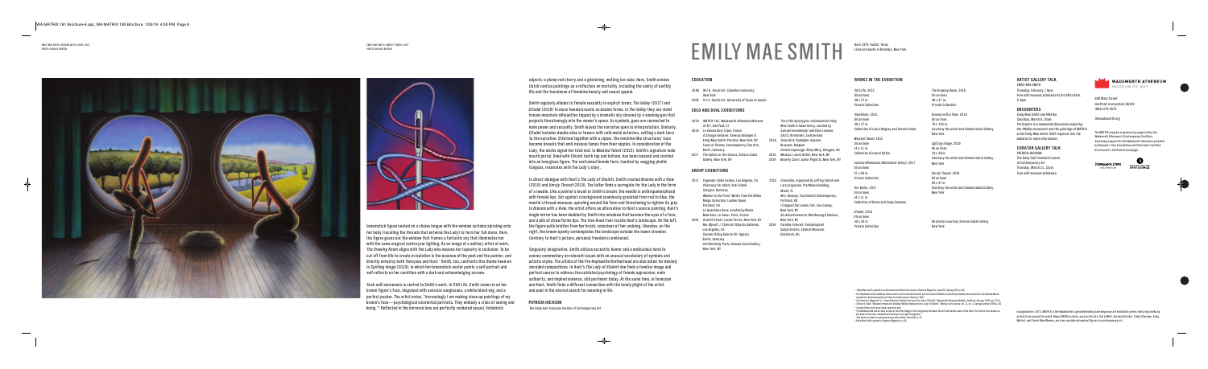EMILY MAE SMITH, *BROOM WITH A VIEW*, 2019
PHOTO: CHARLES BENTON

EMILY MAE SMITH, *UNRULY THREAD*, 2019
PHOTO: CHARLES BENTON

broomstick figure seated on a chaise longue with the window curtains spiraling onto her body (recalling the threads that entwine the Lady) to form her full dress. Here, the figure gazes out the window that frames a fantastic sky that illuminates her with the same magical contre-jour lighting. As an image of a solitary artist at work, *The Drawing Room* aligns with the Lady who weaves her tapestry in seclusion. To be cut off from life to create in isolation is the essence of the poet and the painter, and directly noted by both Tennyson and Hunt.[4] Smith, too, confronts this theme head-on in *Spitting Image* (2019), in which her broomstick avatar paints a self-portrait and self-reflects on her condition with a dark and acknowledging scream.

Such self-awareness is central to Smith's work. In *Still Life*, Smith zooms in on her broom figure's face, disguised with oversize sunglasses, a white-blond wig, and a perfect pucker. The artist notes, "Increasingly I am making close-up paintings of my broom's face—psychological existential portraits. They embody a crisis of seeing and being."[5] Reflected in the mirrored lens are perfectly rendered sexual, fetishistic

objects: a plump red cherry and a glistening, melting ice cube. Here, Smith evokes Dutch *vanitas* paintings as a reflection on mortality, including the vanity of earthly life and the transience of feminine beauty and sexual appeal.

Smith regularly alludes to female sexuality in explicit terms. *The Valley* (2017) and *Citadel* (2018) feature female breasts as double forms. In *The Valley* they are nickel breast-mountain silhouettes topped by a dramatic sky showed by a smoking gun that projects threateningly into the viewer's space. As symbols, guns are connected to male power and sexuality. Smith leaves the narrative open to interpretation. Similarly, *Citadel* includes double silos or towers with cold metal exteriors, setting a dark tone to the narrative. Stitched together with a zipper, the machine-like structures' tops become breasts that emit noxious fumes from their nipples. In consideration of the Lady, the works signal her fatal end. In *Masked Talent* (2015), Smith's signature male mouth portal, lined with Chiclet teeth top and bottom, has been loosened and cinched into an hourglass figure. The restrained female form, taunted by wagging phallic tongues, resonates with the Lady's story.

In direct dialogue with Hunt's *The Lady of Shalott*, Smith created *Broom with a View* (2019) and *Unruly Thread* (2019). The latter finds a surrogate for the Lady in the form of a needle. Like a painter's brush or Smith's broom, the needle is anthropomorphized with female lips. Set against a background seamlessly gradated from red to blue, the needle's thread menaces, spiraling around the form and threatening to tighten its grip. In *Broom with a View*, the windowed frame of the Lady offers an alternative to Hunt's source painting. Hunt's single mirror has been doubled by Smith into windows that become the eyes of a face, and a pile of straw forms lips. The tree-lined river recalls Hunt's landscape. On the left, the figure pulls bristles from her brush, conscious of her undoing. Likewise, on the right, the broom openly contemplates the landscape outside the tower chamber. Contrary to Hunt's picture, personal freedom is embraced.

Singularly imaginative, Smith utilizes eccentric humor and a meticulous hand to convey commentary on relevant issues with an unusual vocabulary of symbols and artistic styles. The artists of the Pre-Raphaelite Brotherhood are also noted for densely encoded compositions. In Hunt's *The Lady of Shalott* she finds a familiar image and perfect source to address the outdated psychology of female oppression, male authority, and implied violence, still pertinent today. At the same time, in Tennyson and Hunt, Smith finds a different connection with the lonely plight of the artist and poet in the eternal search for meaning in life.

**PATRICIA HICKSON**
The Emily Hall Tremaine Curator of Contemporary Art

# EMILY MAE SMITH

Born 1979, Austin, Texas
Lives and works in Brooklyn, New York

## EDUCATION

2008 M.F.A. Visual Art, Columbia University, New York
2002 B.F.A. Studio Art, University of Texas at Austin

## SOLO AND DUAL EXHIBITIONS

2019 *MATRIX 182*, Wadsworth Atheneum Museum of Art, Hartford, CT
2018 *Le Consortium*, Dijon, France
*A Strange Relation*, Galerie Rodolphe Janssen, Brussels, Belgium
*Emily Mae Smith*, Perrotin, New York, NY
*Feast of Stones*, Contemporary Fine Arts, Berlin, Germany
2017 *The Sphinx or The Census*, Simone Subal Gallery, New York, NY
*Close the Apocrypha*, collaboration Emily Mae Smith & Adam Henry, curated by Samuel Leuenberger and Elise Lammer, SALTS, Birsfelden, Switzerland
2016 *Tools Skills*, Rodolphe Janssen, Brussels, Belgium
*Honest Espionage*, Mary Mary, Glasgow, UK
2015 *Medusa*, Laurel Gitlen, New York, NY
2014 *Beverly Court*, Junior Projects, New York, NY

## GROUP EXHIBITIONS

2017 *Eggender*, Rubi Gallery, Los Angeles, CA
*Pharmacy for Idiots*, Hak Scheit, Cologne, Germany
*Women to the Front: Works From the Miller Meigs Collection*, Lumber Room, Portland, OR
*Le Souffleur Zeno*, curated by Maxie Moerlein, Le Cleme, Paris, France
2016 *Cruel Irl Hearts*, Lyles & King, New York, NY
*Me, Myself, I*, China Art Objects Galleries, Los Angeles, CA
*Surreal*, König Galerie (St. Agnes), Berlin, Germany
*3rd World Fairy Parts*, Simone Subal Gallery, New York, NY
2015 *Unrealism*, organized by Jeffrey Deitch and Larry Gagosian, The Moore Building, Miami, FL
*Mrs. Ramsay*, Fourteen30 Contemporary, Portland, OR
*I Chopped the Lemon Tart*, Lisa Cooley, New York, NY
*Six Advertisements*, Marlborough Chelsea, New York, NY
2014 *Paradise Fulsome: Transhumanism Dadaist Artists*, Zeitkunt Museum, Cincinnati, OH

## WORKS IN THE EXHIBITION

*Still Life*, 2015
Oil on linen
48 x 37 in.
Private Collection

*Steelfinder*, 2015
Oil on linen
48 x 37 in.
Collection of Laura Belgray and Steven Eckler

*Masked Talent*, 2015
Oil on linen
14 x 11 in.
Collection of Laurel Gitlen

*Zandana Madonnaa (Mönument Valley)*, 2017
Oil on linen
47 x 58 in.
Private Collection

*The Valley*, 2017
Oil on linen
14 x 11 in.
Collection of Diane and Craig Solomon

*Citadel*, 2018
Oil on linen
38 x 30 in.
Private Collection

*The Drawing Room*, 2018
Oil on linen
48 x 37 in.
Private Collection

*Broom with a View*, 2019
Oil on linen
76 x 112 in.
Courtesy the artist and Simone Subal Gallery, New York

*Spitting Image*, 2019
Oil on linen
14 x 10 in.
Courtesy the artist and Simone Subal Gallery, New York

*Unruly Thread*, 2019
Oil on linen
58 x 47 in.
Courtesy the artist and Simone Subal Gallery, New York

All photos courtesy Simone Subal Gallery, New York.

## ARTIST GALLERY TALK

EMILY MAE SMITH
Thursday, February 7, 6pm
Free with museum admission to Art After Dark, 5-8pm

## ENCOUNTERS

Emily Mae Smith and MATRIX
Saturday, March 9, 10am
Participate in a weekend discussion exploring the MATRIX movement and the paintings of MATRIX artist Emily Mae Smith. RSVP required. See the website for more information.

## CURATOR GALLERY TALK

PATRICIA HICKSON
The Emily Hall Tremaine Curator of Contemporary Art
Thursday, March 21, 12pm
Free with museum admission

WADSWORTH ATHENEUM MUSEUM OF ART

600 Main Street
Hartford, Connecticut 06103
(860) 278-2670

thewadsworth.org

The MATRIX program is generously supported by the Wadsworth Atheneum's Contemporary Coalition. Sustaining support for the Wadsworth Atheneum provided by Newman's Own Foundation and the Greater Hartford Arts Council's United Arts Campaign.

1. Emily Mae Smith, quoted in an interview with Charlotte Jansen, Elephant Magazine, Issue 30, Spring 2019, p. 34.
2. The Pre-Raphaelite artist William Holman Hunt, Dante Gabriel Rossetti, and John Everett Millais created the woodcut illustrations for the Moxon Illustrated Tennyson (1857).
3. See Kenneth J. Wagschal Jr., "Tennyson and Holman Hunt and The Lady of Shalott," Wadsworth Atheneum Bulletin, Summer 1960, pp. 13-21.
4. Dunlop, Deb. "Hunting Down the Lady" in Wadsworth Atheneum: William Holman Hunt's Lady of Shalott," Wadsworth Atheneum bulletin, Spring/Summer 1983, p. 10.
5. Smith, Emily. Elephant Magazine, p. 34.

Inaugurated in 1975, MATRIX is the Wadsworth's groundbreaking contemporary art exhibition series featuring works by artists from around the world. Many MATRIX artists, such as Christo, Sol LeWitt, Gerhard Richter, Cindy Sherman, Andy Warhol, and Carrie Mae Weems, are now considered central figures in contemporary art.